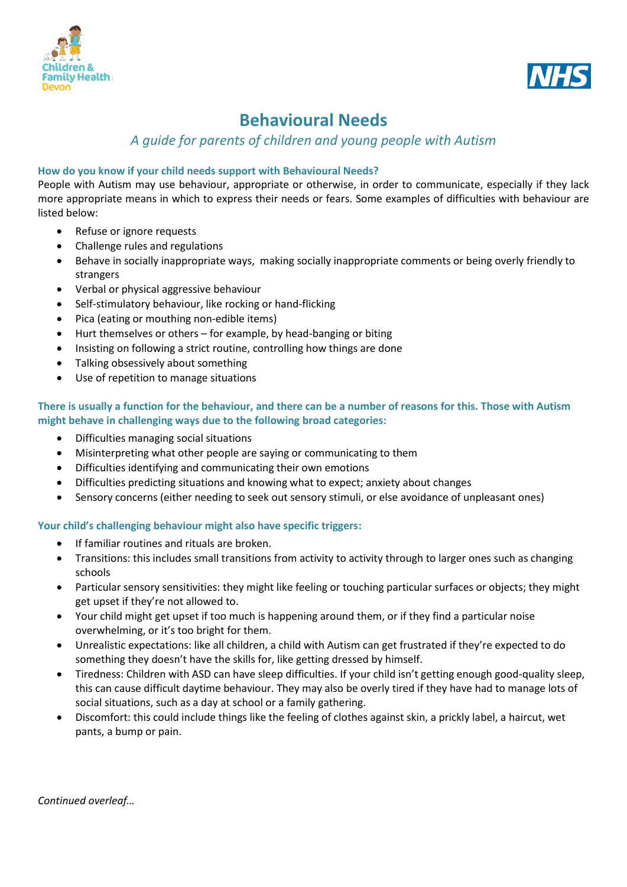# Behavioural Needs

*A guide for parents of children and young people with Autism*

### How do you know if your child needs support with Behavioural Needs?

People with Autism may use behaviour, appropriate or otherwise, in order to communicate, especially if they lack more appropriate means in which to express their needs or fears. Some examples of difficulties with behaviour are listed below:

- Refuse or ignore requests
- Challenge rules and regulations
- Behave in socially inappropriate ways, making socially inappropriate comments or being overly friendly to strangers
- Verbal or physical aggressive behaviour
- Self-stimulatory behaviour, like rocking or hand-flicking
- Pica (eating or mouthing non-edible items)
- Hurt themselves or others – for example, by head-banging or biting
- Insisting on following a strict routine, controlling how things are done
- Talking obsessively about something
- Use of repetition to manage situations

### There is usually a function for the behaviour, and there can be a number of reasons for this. Those with Autism might behave in challenging ways due to the following broad categories:

- Difficulties managing social situations
- Misinterpreting what other people are saying or communicating to them
- Difficulties identifying and communicating their own emotions
- Difficulties predicting situations and knowing what to expect; anxiety about changes
- Sensory concerns (either needing to seek out sensory stimuli, or else avoidance of unpleasant ones)

### Your child's challenging behaviour might also have specific triggers:

- If familiar routines and rituals are broken.
- Transitions: this includes small transitions from activity to activity through to larger ones such as changing schools
- Particular sensory sensitivities: they might like feeling or touching particular surfaces or objects; they might get upset if they're not allowed to.
- Your child might get upset if too much is happening around them, or if they find a particular noise overwhelming, or it's too bright for them.
- Unrealistic expectations: like all children, a child with Autism can get frustrated if they're expected to do something they doesn't have the skills for, like getting dressed by himself.
- Tiredness: Children with ASD can have sleep difficulties. If your child isn't getting enough good-quality sleep, this can cause difficult daytime behaviour. They may also be overly tired if they have had to manage lots of social situations, such as a day at school or a family gathering.
- Discomfort: this could include things like the feeling of clothes against skin, a prickly label, a haircut, wet pants, a bump or pain.

*Continued overleaf…*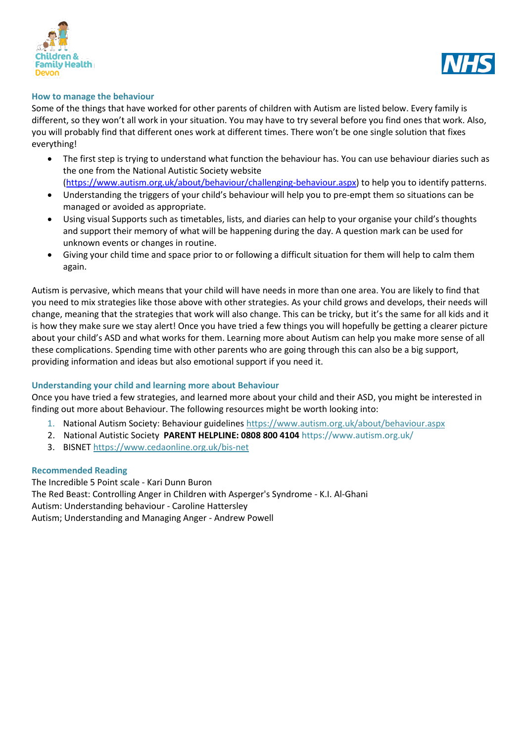## How to manage the behaviour

Some of the things that have worked for other parents of children with Autism are listed below. Every family is different, so they won't all work in your situation. You may have to try several before you find ones that work. Also, you will probably find that different ones work at different times. There won't be one single solution that fixes everything!

- The first step is trying to understand what function the behaviour has. You can use behaviour diaries such as the one from the National Autistic Society website (https://www.autism.org.uk/about/behaviour/challenging-behaviour.aspx) to help you to identify patterns.
- Understanding the triggers of your child's behaviour will help you to pre-empt them so situations can be managed or avoided as appropriate.
- Using visual Supports such as timetables, lists, and diaries can help to your organise your child's thoughts and support their memory of what will be happening during the day. A question mark can be used for unknown events or changes in routine.
- Giving your child time and space prior to or following a difficult situation for them will help to calm them again.

Autism is pervasive, which means that your child will have needs in more than one area. You are likely to find that you need to mix strategies like those above with other strategies. As your child grows and develops, their needs will change, meaning that the strategies that work will also change. This can be tricky, but it's the same for all kids and it is how they make sure we stay alert! Once you have tried a few things you will hopefully be getting a clearer picture about your child's ASD and what works for them. Learning more about Autism can help you make more sense of all these complications. Spending time with other parents who are going through this can also be a big support, providing information and ideas but also emotional support if you need it.

## Understanding your child and learning more about Behaviour

Once you have tried a few strategies, and learned more about your child and their ASD, you might be interested in finding out more about Behaviour. The following resources might be worth looking into:

1. National Autism Society: Behaviour guidelines https://www.autism.org.uk/about/behaviour.aspx
2. National Autistic Society **PARENT HELPLINE: 0808 800 4104** https://www.autism.org.uk/
3. BISNET https://www.cedaonline.org.uk/bis-net

## Recommended Reading

The Incredible 5 Point scale - Kari Dunn Buron
The Red Beast: Controlling Anger in Children with Asperger's Syndrome - K.I. Al-Ghani
Autism: Understanding behaviour - Caroline Hattersley
Autism; Understanding and Managing Anger - Andrew Powell